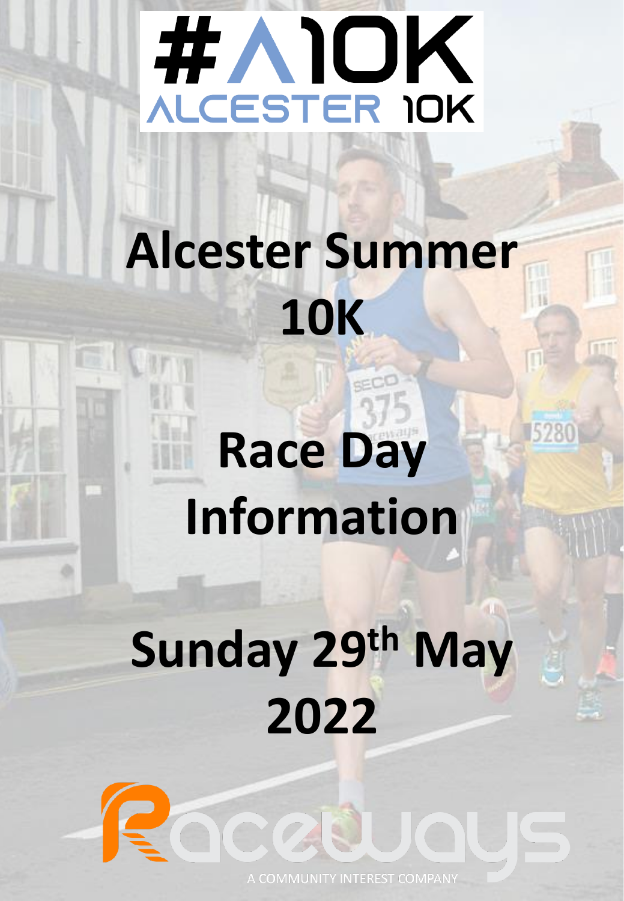# #A10K ALCESTER 10K

# Alcester Summer 10K

# Race Day Information

# Sunday 29th May 2022

Raceways

A COMMUNITY INTEREST COMPANY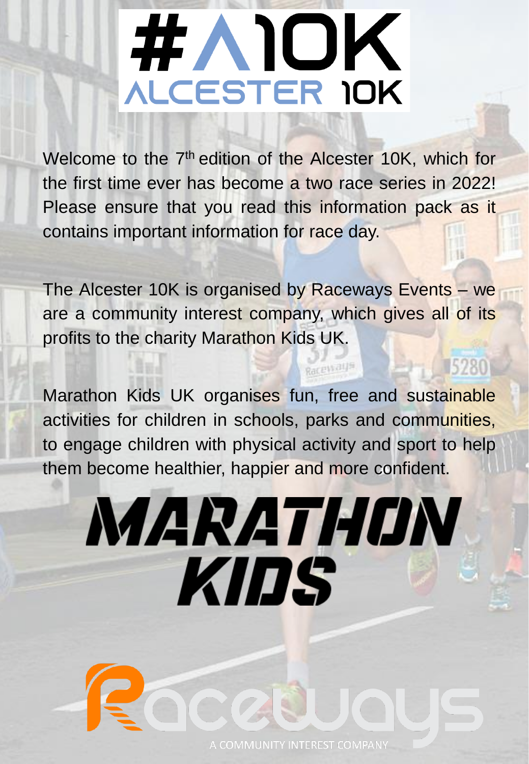# #A10K ALCESTER 10K

Welcome to the 7th edition of the Alcester 10K, which for the first time ever has become a two race series in 2022! Please ensure that you read this information pack as it contains important information for race day.

The Alcester 10K is organised by Raceways Events – we are a community interest company, which gives all of its profits to the charity Marathon Kids UK.

Marathon Kids UK organises fun, free and sustainable activities for children in schools, parks and communities, to engage children with physical activity and sport to help them become healthier, happier and more confident.

MARATHON KIDS

Raceways

A COMMUNITY INTEREST COMPANY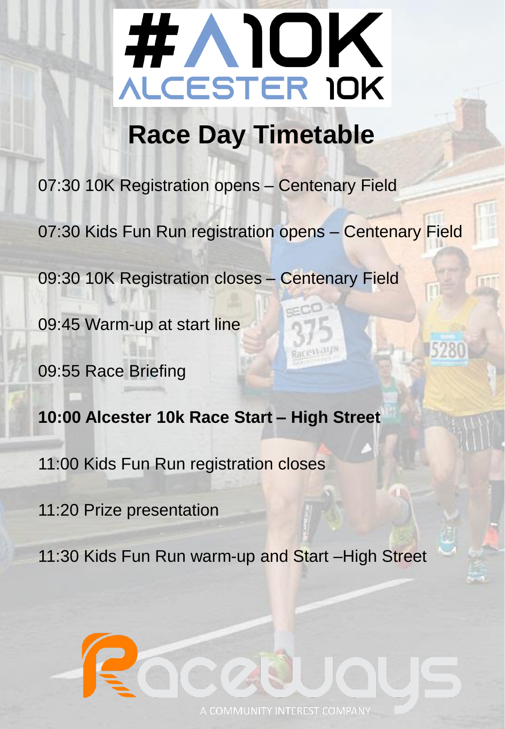# #A10K ALCESTER 10K

## Race Day Timetable

07:30 10K Registration opens – Centenary Field

07:30 Kids Fun Run registration opens – Centenary Field

09:30 10K Registration closes – Centenary Field

09:45 Warm-up at start line

09:55 Race Briefing

**10:00 Alcester 10k Race Start – High Street**

11:00 Kids Fun Run registration closes

11:20 Prize presentation

11:30 Kids Fun Run warm-up and Start –High Street

Raceways

A COMMUNITY INTEREST COMPANY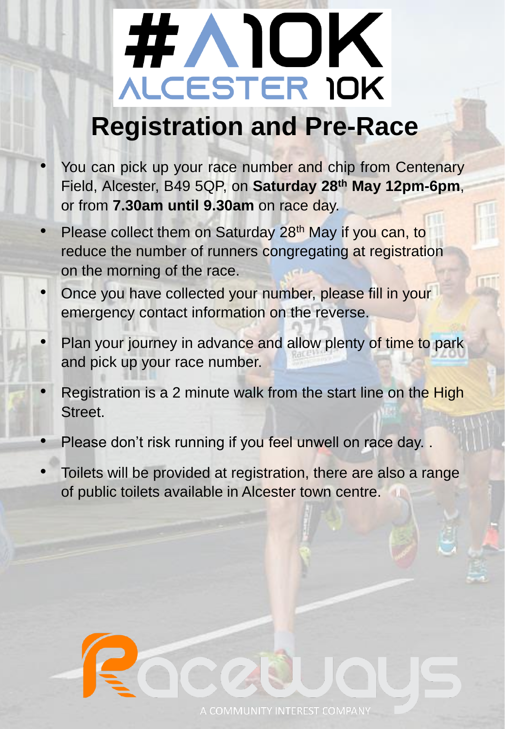# #A10K ALCESTER 10K

## Registration and Pre-Race

- You can pick up your race number and chip from Centenary Field, Alcester, B49 5QP, on **Saturday 28th May 12pm-6pm**, or from **7.30am until 9.30am** on race day.
- Please collect them on Saturday 28th May if you can, to reduce the number of runners congregating at registration on the morning of the race.
- Once you have collected your number, please fill in your emergency contact information on the reverse.
- Plan your journey in advance and allow plenty of time to park and pick up your race number.
- Registration is a 2 minute walk from the start line on the High Street.
- Please don't risk running if you feel unwell on race day. .
- Toilets will be provided at registration, there are also a range of public toilets available in Alcester town centre.

Raceways

A COMMUNITY INTEREST COMPANY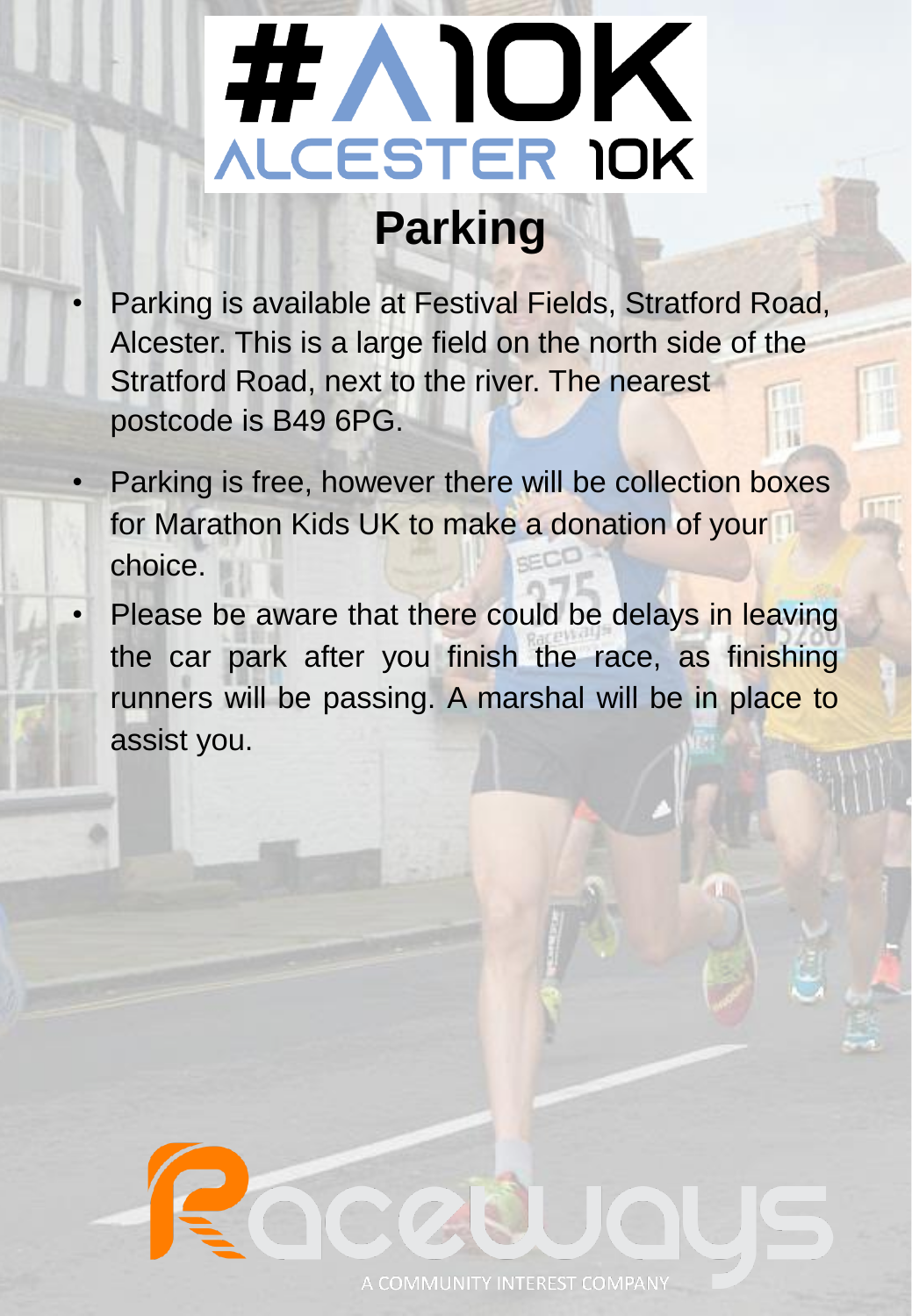# #A10K ALCESTER 10K

## Parking

- Parking is available at Festival Fields, Stratford Road, Alcester. This is a large field on the north side of the Stratford Road, next to the river. The nearest postcode is B49 6PG.
- Parking is free, however there will be collection boxes for Marathon Kids UK to make a donation of your choice.
- Please be aware that there could be delays in leaving the car park after you finish the race, as finishing runners will be passing. A marshal will be in place to assist you.

Raceways

A COMMUNITY INTEREST COMPANY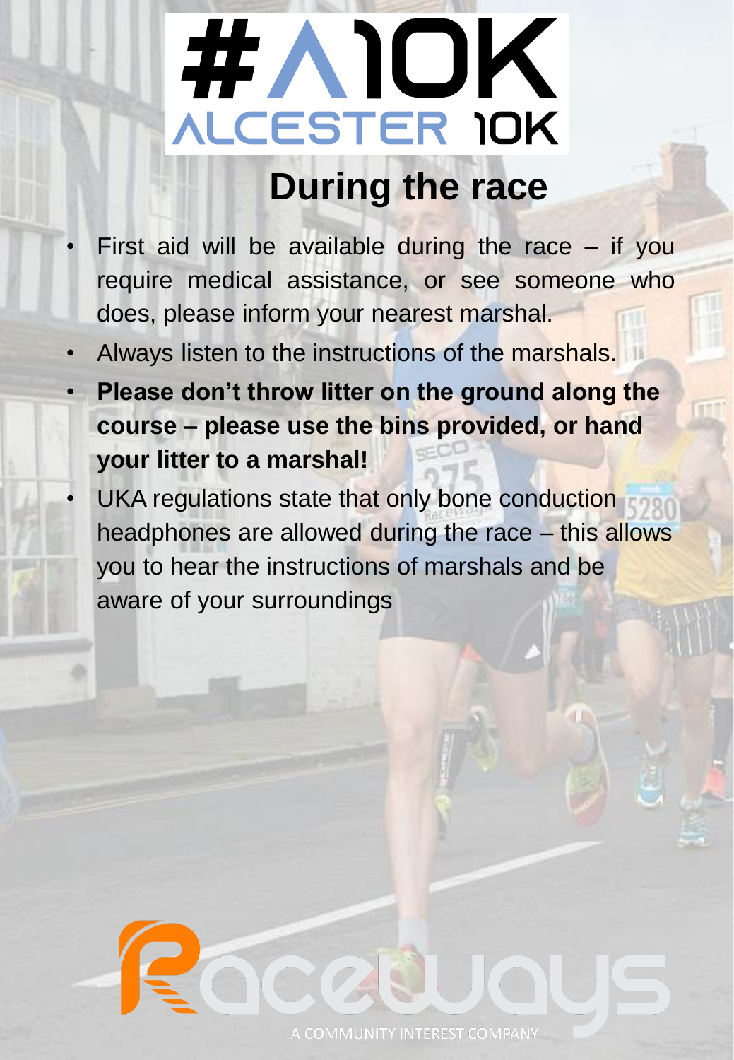# #A10K ALCESTER 10K

## During the race

- First aid will be available during the race – if you require medical assistance, or see someone who does, please inform your nearest marshal.
- Always listen to the instructions of the marshals.
- **Please don't throw litter on the ground along the course – please use the bins provided, or hand your litter to a marshal!**
- UKA regulations state that only bone conduction headphones are allowed during the race – this allows you to hear the instructions of marshals and be aware of your surroundings

Raceways

A COMMUNITY INTEREST COMPANY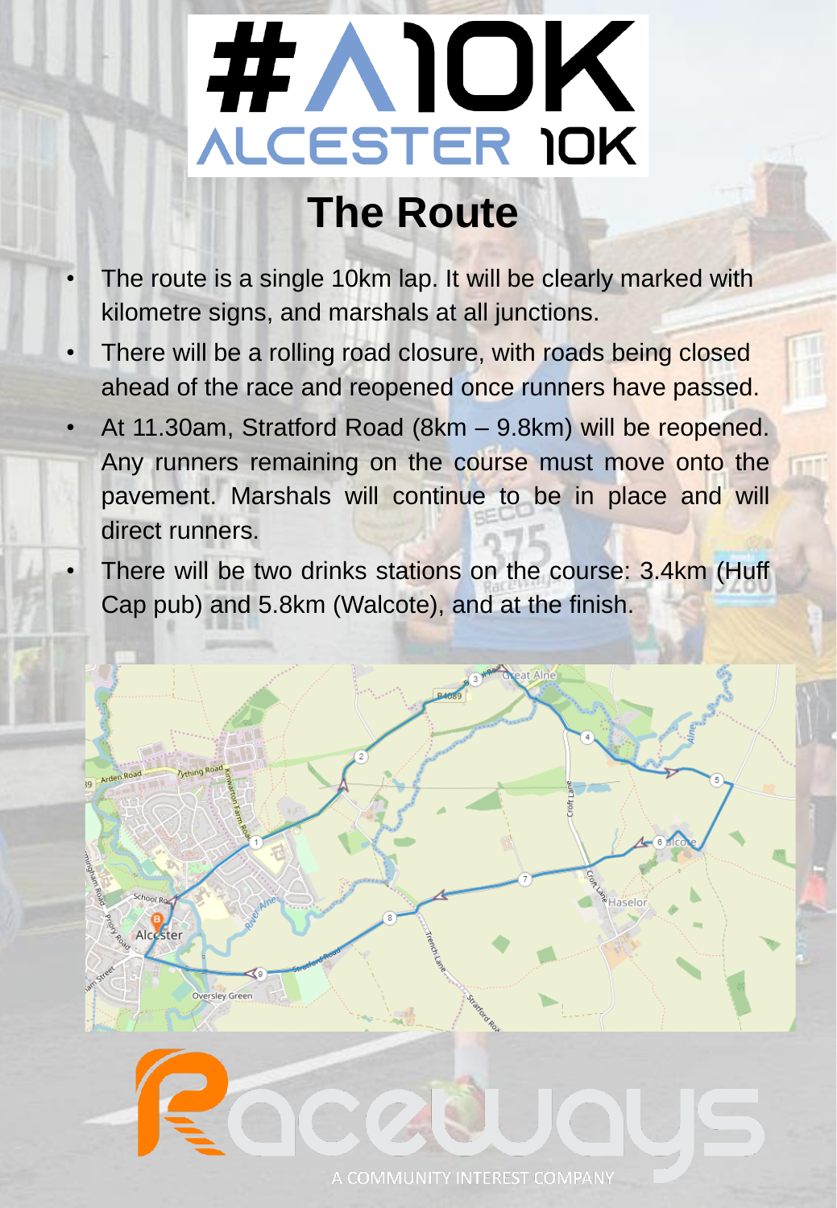# #A10K ALCESTER 10K

## The Route

- The route is a single 10km lap. It will be clearly marked with kilometre signs, and marshals at all junctions.
- There will be a rolling road closure, with roads being closed ahead of the race and reopened once runners have passed.
- At 11.30am, Stratford Road (8km – 9.8km) will be reopened. Any runners remaining on the course must move onto the pavement. Marshals will continue to be in place and will direct runners.
- There will be two drinks stations on the course: 3.4km (Huff Cap pub) and 5.8km (Walcote), and at the finish.

Raceways

A COMMUNITY INTEREST COMPANY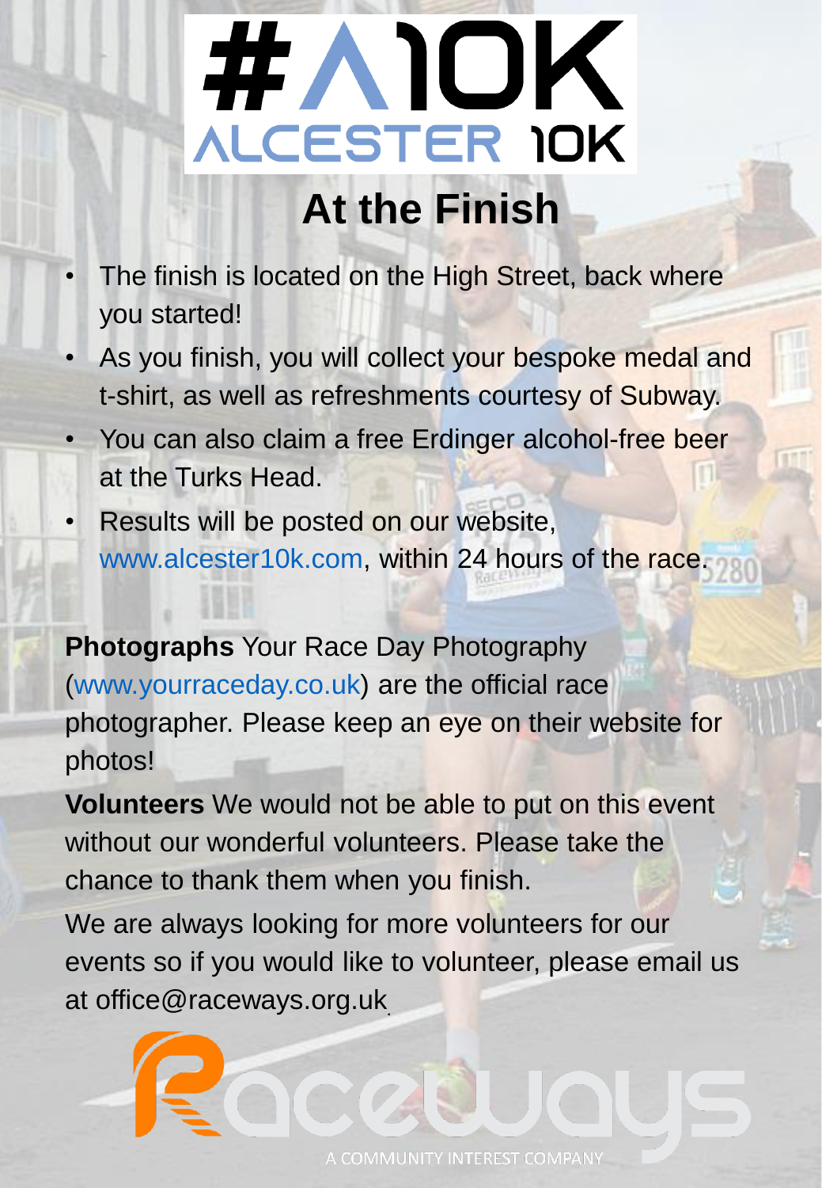# #A10K ALCESTER 10K

## At the Finish

- The finish is located on the High Street, back where you started!
- As you finish, you will collect your bespoke medal and t-shirt, as well as refreshments courtesy of Subway.
- You can also claim a free Erdinger alcohol-free beer at the Turks Head.
- Results will be posted on our website, www.alcester10k.com, within 24 hours of the race.

**Photographs** Your Race Day Photography (www.yourraceday.co.uk) are the official race photographer. Please keep an eye on their website for photos!

**Volunteers** We would not be able to put on this event without our wonderful volunteers. Please take the chance to thank them when you finish.

We are always looking for more volunteers for our events so if you would like to volunteer, please email us at office@raceways.org.uk.

Raceways

A COMMUNITY INTEREST COMPANY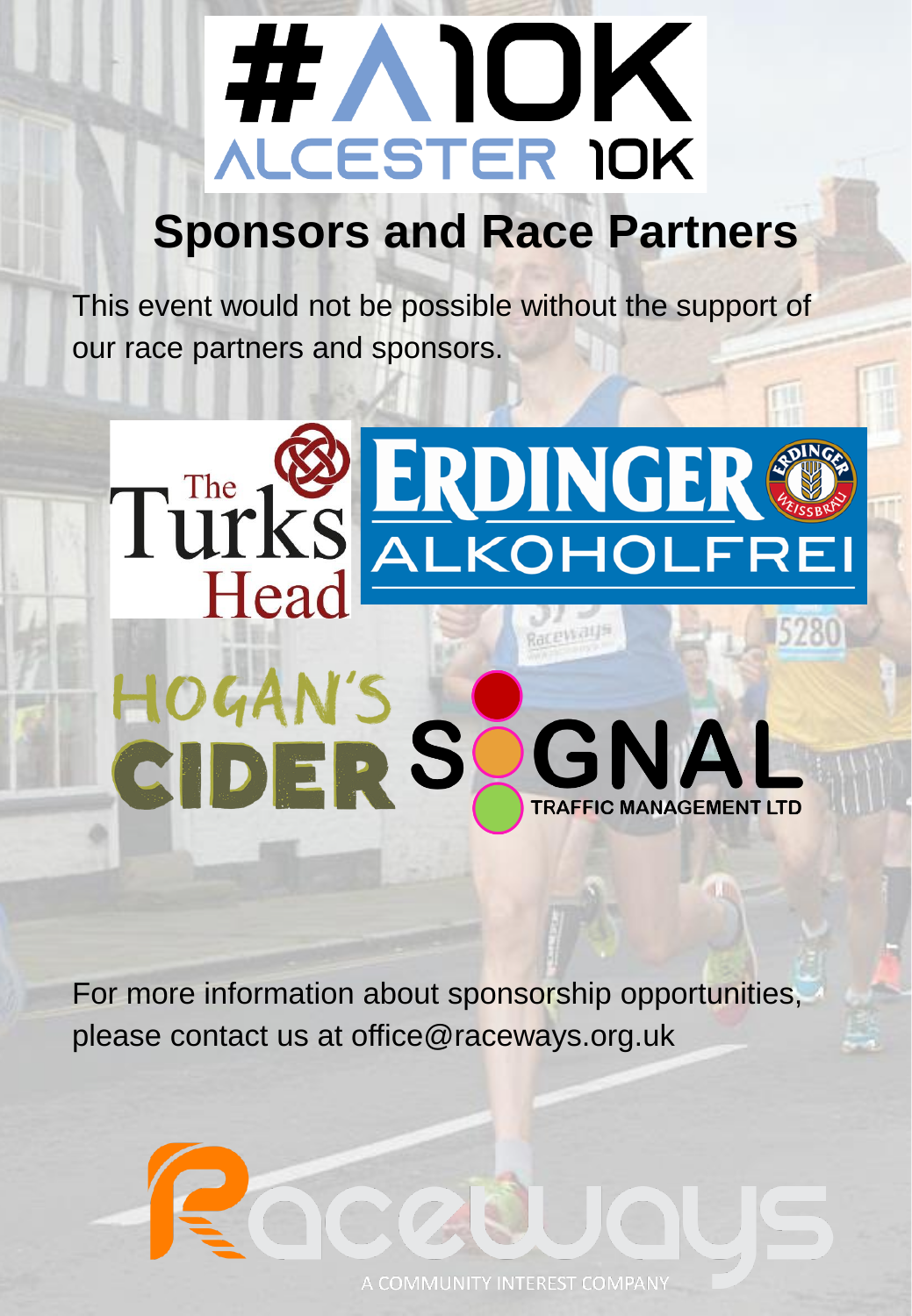# #A10K ALCESTER 10K

## Sponsors and Race Partners

This event would not be possible without the support of our race partners and sponsors.

The Turks Head

ERDINGER ALKOHOLFREI

HOGAN'S CIDER

SIGNAL TRAFFIC MANAGEMENT LTD

For more information about sponsorship opportunities, please contact us at office@raceways.org.uk

Raceways

A COMMUNITY INTEREST COMPANY